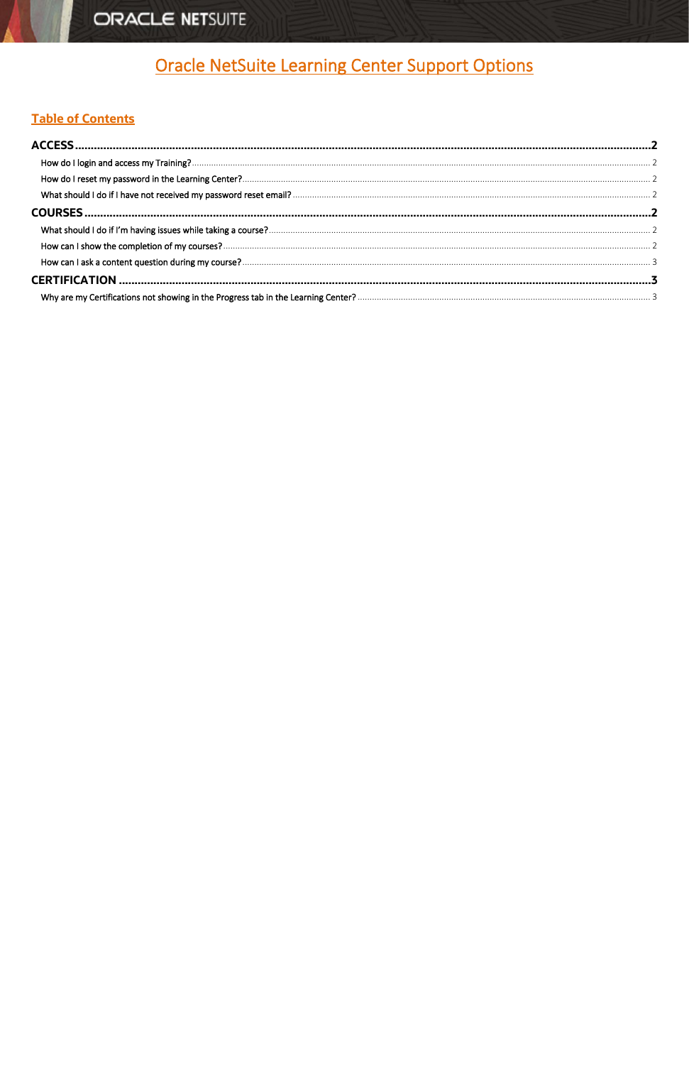# Oracle NetSuite Learning Center Support Options

## Table of Contents

**ACCESS** .......... 2

- How do I login and access my Training? .......... 2
- How do I reset my password in the Learning Center? .......... 2
- What should I do if I have not received my password reset email? .......... 2

**COURSES** .......... 2

- What should I do if I'm having issues while taking a course? .......... 2
- How can I show the completion of my courses? .......... 2
- How can I ask a content question during my course? .......... 3

**CERTIFICATION** .......... 3

- Why are my Certifications not showing in the Progress tab in the Learning Center? .......... 3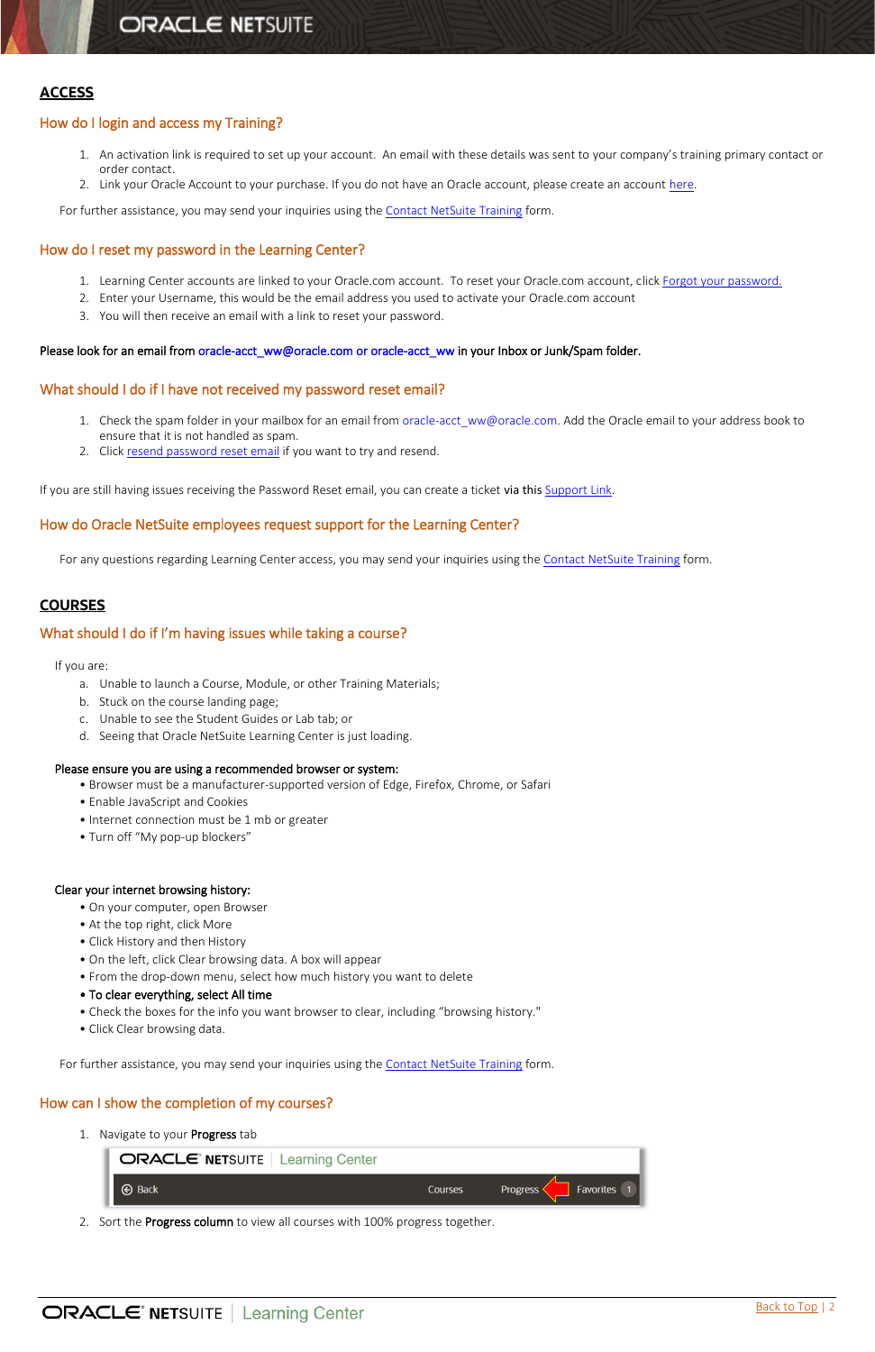## ACCESS

### How do I login and access my Training?

1. An activation link is required to set up your account. An email with these details was sent to your company's training primary contact or order contact.
2. Link your Oracle Account to your purchase. If you do not have an Oracle account, please create an account here.

For further assistance, you may send your inquiries using the Contact NetSuite Training form.

### How do I reset my password in the Learning Center?

1. Learning Center accounts are linked to your Oracle.com account. To reset your Oracle.com account, click Forgot your password.
2. Enter your Username, this would be the email address you used to activate your Oracle.com account
3. You will then receive an email with a link to reset your password.

**Please look for an email from oracle-acct_ww@oracle.com or oracle-acct_ww in your Inbox or Junk/Spam folder.**

### What should I do if I have not received my password reset email?

1. Check the spam folder in your mailbox for an email from oracle-acct_ww@oracle.com. Add the Oracle email to your address book to ensure that it is not handled as spam.
2. Click resend password reset email if you want to try and resend.

If you are still having issues receiving the Password Reset email, you can create a ticket via this Support Link.

### How do Oracle NetSuite employees request support for the Learning Center?

For any questions regarding Learning Center access, you may send your inquiries using the Contact NetSuite Training form.

## COURSES

### What should I do if I'm having issues while taking a course?

If you are:

a. Unable to launch a Course, Module, or other Training Materials;
b. Stuck on the course landing page;
c. Unable to see the Student Guides or Lab tab; or
d. Seeing that Oracle NetSuite Learning Center is just loading.

Please ensure you are using a recommended browser or system:

- Browser must be a manufacturer-supported version of Edge, Firefox, Chrome, or Safari
- Enable JavaScript and Cookies
- Internet connection must be 1 mb or greater
- Turn off "My pop-up blockers"

Clear your internet browsing history:

- On your computer, open Browser
- At the top right, click More
- Click History and then History
- On the left, click Clear browsing data. A box will appear
- From the drop-down menu, select how much history you want to delete
- To clear everything, select All time
- Check the boxes for the info you want browser to clear, including "browsing history."
- Click Clear browsing data.

For further assistance, you may send your inquiries using the Contact NetSuite Training form.

### How can I show the completion of my courses?

1. Navigate to your **Progress** tab

   ORACLE NETSUITE | Learning Center
   Back | Courses | Progress | Favorites 1

2. Sort the **Progress column** to view all courses with 100% progress together.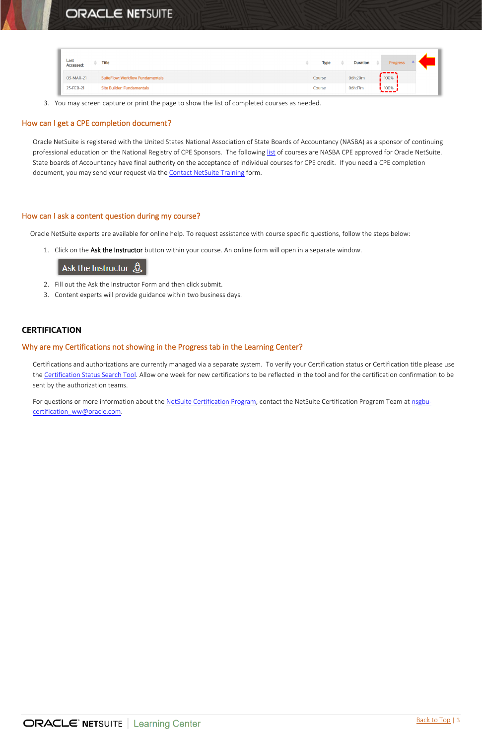| Last Accessed | Title | Type | Duration | Progress |
|---|---|---|---|---|
| 05-MAR-21 | SuiteFlow: Workflow Fundamentals | Course | 06h:20m | 100% |
| 23-FEB-21 | Site Builder: Fundamentals | Course | 06h:17m | 100% |

3. You may screen capture or print the page to show the list of completed courses as needed.

## How can I get a CPE completion document?

Oracle NetSuite is registered with the United States National Association of State Boards of Accountancy (NASBA) as a sponsor of continuing professional education on the National Registry of CPE Sponsors. The following list of courses are NASBA CPE approved for Oracle NetSuite. State boards of Accountancy have final authority on the acceptance of individual courses for CPE credit. If you need a CPE completion document, you may send your request via the Contact NetSuite Training form.

## How can I ask a content question during my course?

Oracle NetSuite experts are available for online help. To request assistance with course specific questions, follow the steps below:

1. Click on the **Ask the Instructor** button within your course. An online form will open in a separate window.

   Ask the Instructor

2. Fill out the Ask the Instructor Form and then click submit.
3. Content experts will provide guidance within two business days.

# CERTIFICATION

## Why are my Certifications not showing in the Progress tab in the Learning Center?

Certifications and authorizations are currently managed via a separate system. To verify your Certification status or Certification title please use the Certification Status Search Tool. Allow one week for new certifications to be reflected in the tool and for the certification confirmation to be sent by the authorization teams.

For questions or more information about the NetSuite Certification Program, contact the NetSuite Certification Program Team at nsgbu-certification_ww@oracle.com.